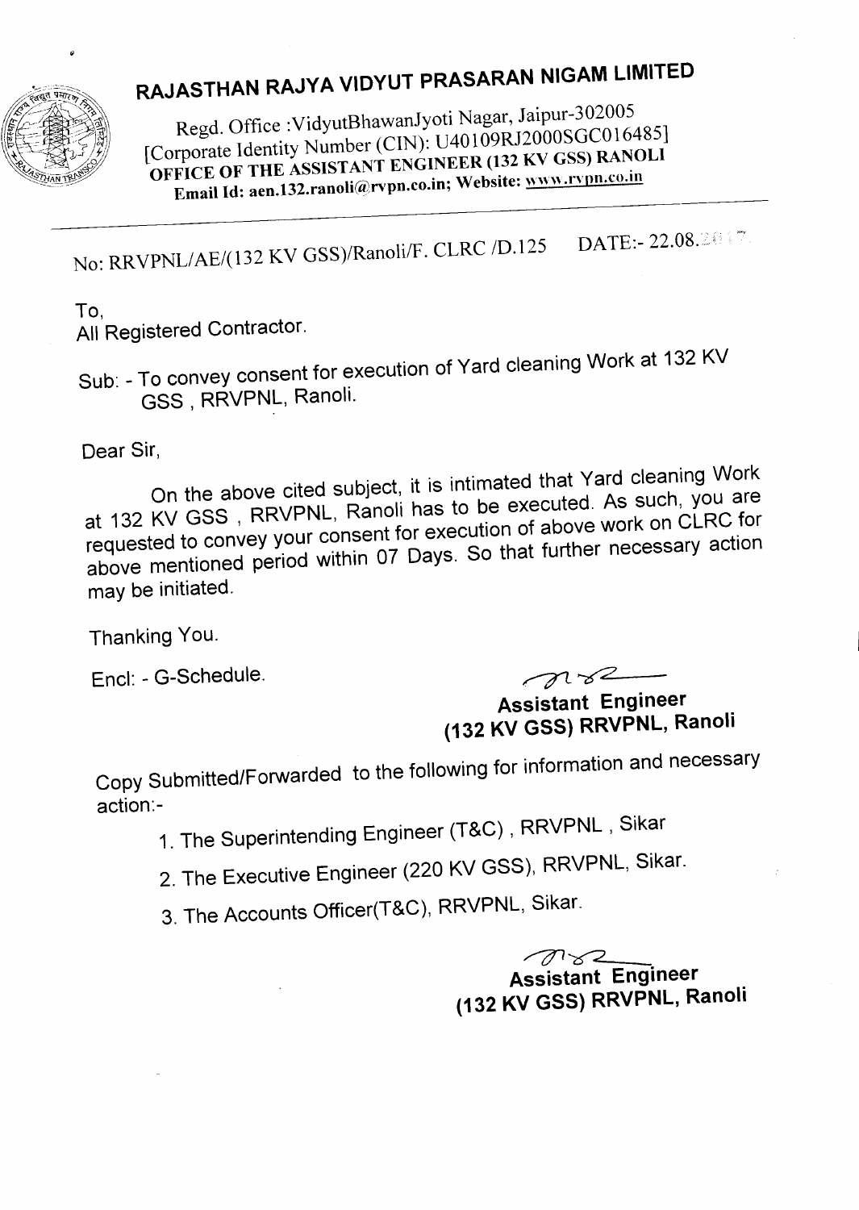# RAJASTHAN RAJYA VIDYUT PRASARAN NIGAM LIMITED

Regd. Office :VidyutBhawanJyoti Nagar, Jaipur-302005
[Corporate Identity Number (CIN): U40109RJ2000SGC016485]
**OFFICE OF THE ASSISTANT ENGINEER (132 KV GSS) RANOLI**
**Email Id: aen.132.ranoli@rvpn.co.in; Website: www.rvpn.co.in**

---

No: RRVPNL/AE/(132 KV GSS)/Ranoli/F. CLRC /D.125 DATE:- 22.08.2017

To,
All Registered Contractor.

Sub: - To convey consent for execution of Yard cleaning Work at 132 KV GSS , RRVPNL, Ranoli.

Dear Sir,

On the above cited subject, it is intimated that Yard cleaning Work at 132 KV GSS , RRVPNL, Ranoli has to be executed. As such, you are requested to convey your consent for execution of above work on CLRC for above mentioned period within 07 Days. So that further necessary action may be initiated.

Thanking You.

Encl: - G-Schedule.

**Assistant Engineer**
**(132 KV GSS) RRVPNL, Ranoli**

Copy Submitted/Forwarded to the following for information and necessary action:-

1. The Superintending Engineer (T&C) , RRVPNL , Sikar
2. The Executive Engineer (220 KV GSS), RRVPNL, Sikar.
3. The Accounts Officer(T&C), RRVPNL, Sikar.

**Assistant Engineer**
**(132 KV GSS) RRVPNL, Ranoli**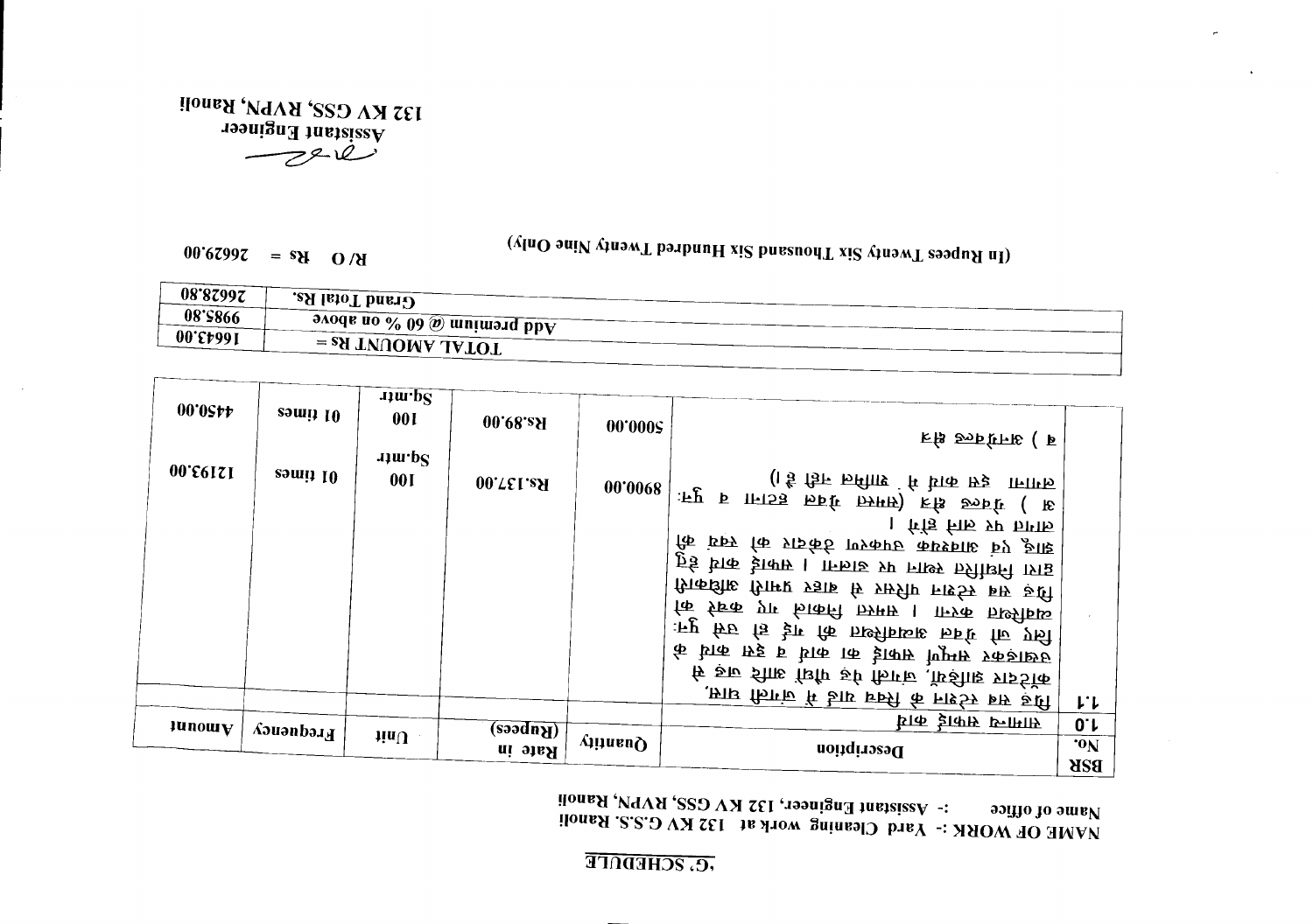# 'G' SCHEDULE

**NAME OF WORK :-** Yard Cleaning work at 132 KV G.S.S. Ranoli

**Name of office :-** Assistant Engineer, 132 KV GSS, RVPN, Ranoli

| BSR No. | Description | Quantity | Rate in (Rupees) | Unit | Frequency | Amount |
|---|---|---|---|---|---|---|
| 1.0 | सामान्य सफाई कार्य | | | | | |
| 1.1 | ग्रिड सब स्टेशन के स्विच यार्ड में उगनेवाली घास, कंटीली झाड़ियाँ, उगनेवाले पेड़ पौधे आदि जड़ से उखाड़कर सम्पूर्ण सफाई का कार्य व इस कार्य के लिए जो ग्रेवल आवश्यकतानुसार की गई है उसे पुनः व्यवस्थित करना। समस्त निकाले गए कचरे को ग्रिड सब स्टेशन परिसर से बाहर प्रभारी अधिकारी द्वारा निर्धारित स्थान पर डालना। सफाई कार्य हेतु झाडू एवं आवश्यक उपकरण ठेकेदार को स्वयं की लागत पर लाने होंगे। | | | | | |
| | अ ) ग्रेवल्ड क्षेत्र (समस्त ग्रेवल हटाना व पुनः बिछाना इस कार्य में शामिल नहीं है।) | 8900.00 | Rs.137.00 | 100 Sq.mtr | 01 times | 12193.00 |
| | ब ) अनग्रेवल्ड क्षेत्र | 5000.00 | Rs.89.00 | 100 Sq.mtr | 01 times | 4450.00 |
| | TOTAL AMOUNT Rs = | | | | | 16643.00 |
| | Add premium @ 60 % on above | | | | | 9985.80 |
| | Grand Total Rs. | | | | | 26628.80 |

R/O Rs = 26629.00

(In Rupees Twenty Six Thousand Six Hundred Twenty Nine Only)

Assistant Engineer
132 KV GSS, RVPN, Ranoli